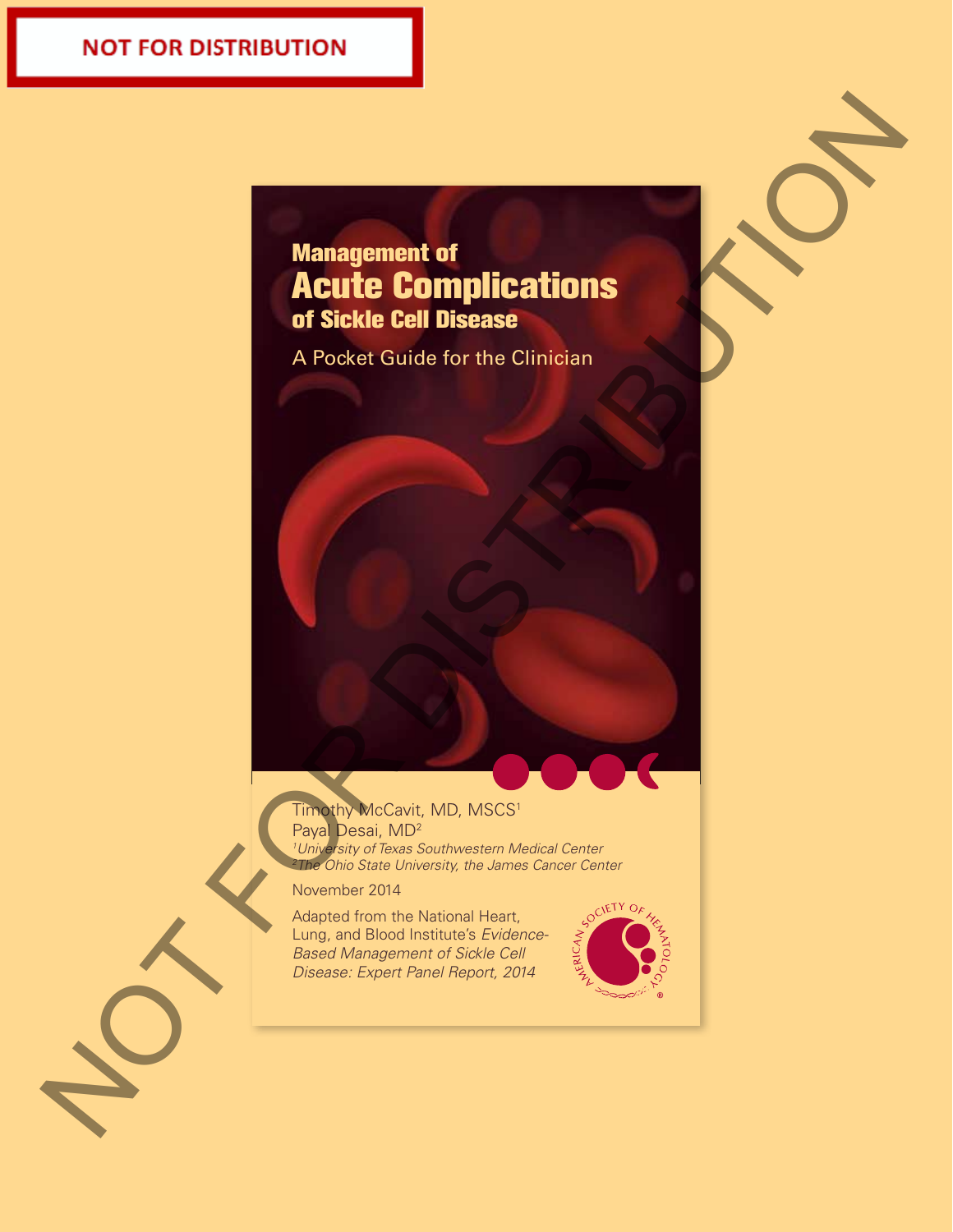NOT FOR DISTRIBUTION

# Management of Acute Complications of Sickle Cell Disease

## A Pocket Guide for the Clinician

Timothy McCavit, MD, MSCS[1]
Payal Desai, MD[2]

*[1]University of Texas Southwestern Medical Center*
*[2]The Ohio State University, the James Cancer Center*

November 2014

Adapted from the National Heart, Lung, and Blood Institute's *Evidence-Based Management of Sickle Cell Disease: Expert Panel Report, 2014*

AMERICAN SOCIETY OF HEMATOLOGY

NOT FOR DISTRIBUTION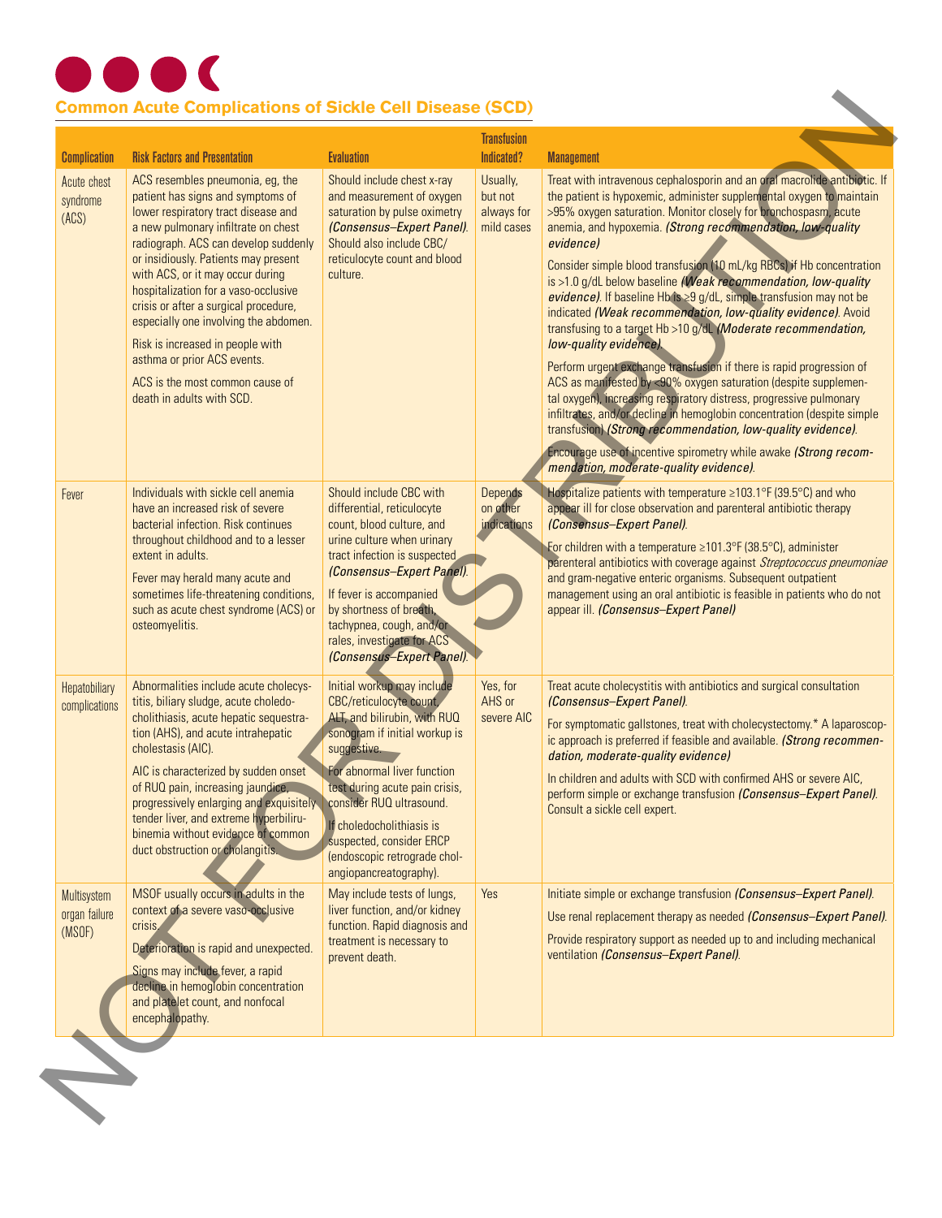## Common Acute Complications of Sickle Cell Disease (SCD)

| Complication | Risk Factors and Presentation | Evaluation | Transfusion Indicated? | Management |
|---|---|---|---|---|
| Acute chest syndrome (ACS) | ACS resembles pneumonia, eg, the patient has signs and symptoms of lower respiratory tract disease and a new pulmonary infiltrate on chest radiograph. ACS can develop suddenly or insidiously. Patients may present with ACS, or it may occur during hospitalization for a vaso-occlusive crisis or after a surgical procedure, especially one involving the abdomen.<br><br>Risk is increased in people with asthma or prior ACS events.<br><br>ACS is the most common cause of death in adults with SCD. | Should include chest x-ray and measurement of oxygen saturation by pulse oximetry *(Consensus–Expert Panel)*. Should also include CBC/reticulocyte count and blood culture. | Usually, but not always for mild cases | Treat with intravenous cephalosporin and an oral macrolide antibiotic. If the patient is hypoxemic, administer supplemental oxygen to maintain >95% oxygen saturation. Monitor closely for bronchospasm, acute anemia, and hypoxemia. ***(Strong recommendation, low-quality evidence)***<br><br>Consider simple blood transfusion (10 mL/kg RBCs) if Hb concentration is >1.0 g/dL below baseline ***(Weak recommendation, low-quality evidence)***. If baseline Hb is ≥9 g/dL, simple transfusion may not be indicated ***(Weak recommendation, low-quality evidence)***. Avoid transfusing to a target Hb >10 g/dL ***(Moderate recommendation, low-quality evidence)***.<br><br>Perform urgent exchange transfusion if there is rapid progression of ACS as manifested by <90% oxygen saturation (despite supplemental oxygen), increasing respiratory distress, progressive pulmonary infiltrates, and/or decline in hemoglobin concentration (despite simple transfusion) ***(Strong recommendation, low-quality evidence)***.<br><br>Encourage use of incentive spirometry while awake ***(Strong recommendation, moderate-quality evidence)***. |
| Fever | Individuals with sickle cell anemia have an increased risk of severe bacterial infection. Risk continues throughout childhood and to a lesser extent in adults.<br><br>Fever may herald many acute and sometimes life-threatening conditions, such as acute chest syndrome (ACS) or osteomyelitis. | Should include CBC with differential, reticulocyte count, blood culture, and urine culture when urinary tract infection is suspected *(Consensus–Expert Panel)*.<br><br>If fever is accompanied by shortness of breath, tachypnea, cough, and/or rales, investigate for ACS *(Consensus–Expert Panel)*. | Depends on other indications | Hospitalize patients with temperature ≥103.1°F (39.5°C) and who appear ill for close observation and parenteral antibiotic therapy *(Consensus–Expert Panel)*.<br><br>For children with a temperature ≥101.3°F (38.5°C), administer parenteral antibiotics with coverage against *Streptococcus pneumoniae* and gram-negative enteric organisms. Subsequent outpatient management using an oral antibiotic is feasible in patients who do not appear ill. *(Consensus–Expert Panel)* |
| Hepatobiliary complications | Abnormalities include acute cholecystitis, biliary sludge, acute choledocholithiasis, acute hepatic sequestration (AHS), and acute intrahepatic cholestasis (AIC).<br><br>AIC is characterized by sudden onset of RUQ pain, increasing jaundice, progressively enlarging and exquisitely tender liver, and extreme hyperbilirubinemia without evidence of common duct obstruction or cholangitis. | Initial workup may include CBC/reticulocyte count, ALT, and bilirubin, with RUQ sonogram if initial workup is suggestive.<br><br>For abnormal liver function test during acute pain crisis, consider RUQ ultrasound.<br><br>If choledocholithiasis is suspected, consider ERCP (endoscopic retrograde cholangiopancreatography). | Yes, for AHS or severe AIC | Treat acute cholecystitis with antibiotics and surgical consultation *(Consensus–Expert Panel)*.<br><br>For symptomatic gallstones, treat with cholecystectomy.* A laparoscopic approach is preferred if feasible and available. ***(Strong recommendation, moderate-quality evidence)***<br><br>In children and adults with SCD with confirmed AHS or severe AIC, perform simple or exchange transfusion *(Consensus–Expert Panel)*. Consult a sickle cell expert. |
| Multisystem organ failure (MSOF) | MSOF usually occurs in adults in the context of a severe vaso-occlusive crisis.<br><br>Deterioration is rapid and unexpected.<br><br>Signs may include fever, a rapid decline in hemoglobin concentration and platelet count, and nonfocal encephalopathy. | May include tests of lungs, liver function, and/or kidney function. Rapid diagnosis and treatment is necessary to prevent death. | Yes | Initiate simple or exchange transfusion *(Consensus–Expert Panel)*.<br><br>Use renal replacement therapy as needed *(Consensus–Expert Panel)*.<br><br>Provide respiratory support as needed up to and including mechanical ventilation *(Consensus–Expert Panel)*. |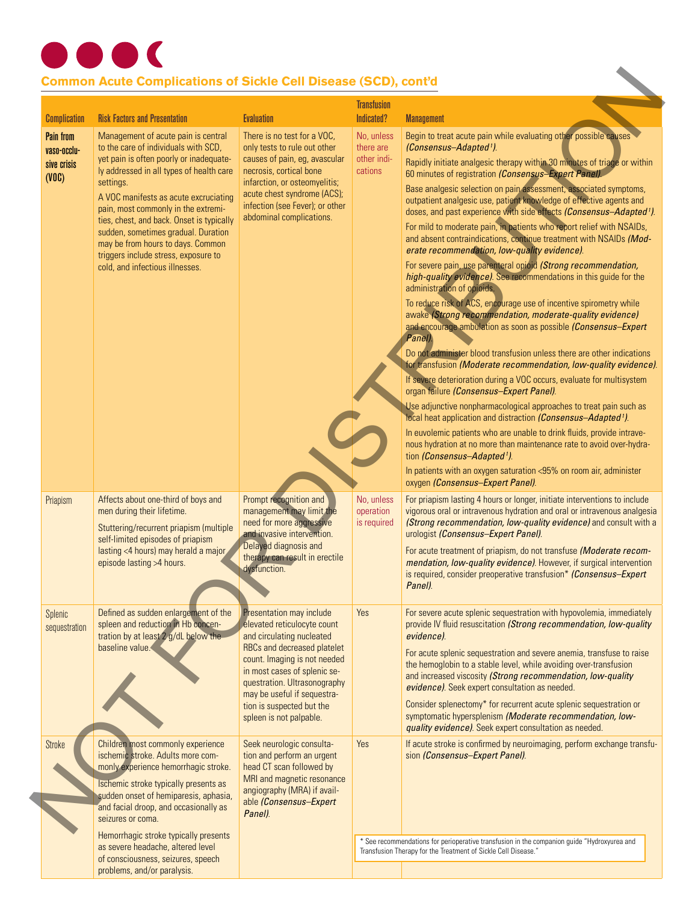## Common Acute Complications of Sickle Cell Disease (SCD), cont'd

| Complication | Risk Factors and Presentation | Evaluation | Transfusion Indicated? | Management |
|---|---|---|---|---|
| **Pain from vaso-occlusive crisis (VOC)** | Management of acute pain is central to the care of individuals with SCD, yet pain is often poorly or inadequately addressed in all types of health care settings.<br><br>A VOC manifests as acute excruciating pain, most commonly in the extremities, chest, and back. Onset is typically sudden, sometimes gradual. Duration may be from hours to days. Common triggers include stress, exposure to cold, and infectious illnesses. | There is no test for a VOC, only tests to rule out other causes of pain, eg, avascular necrosis, cortical bone infarction, or osteomyelitis; acute chest syndrome (ACS); infection (see Fever); or other abdominal complications. | No, unless there are other indications | Begin to treat acute pain while evaluating other possible causes *(Consensus–Adapted[1])*.<br><br>Rapidly initiate analgesic therapy within 30 minutes of triage or within 60 minutes of registration *(Consensus–Expert Panel)*.<br><br>Base analgesic selection on pain assessment, associated symptoms, outpatient analgesic use, patient knowledge of effective agents and doses, and past experience with side effects *(Consensus–Adapted[1])*.<br><br>For mild to moderate pain, in patients who report relief with NSAIDs, and absent contraindications, continue treatment with NSAIDs *(Moderate recommendation, low-quality evidence)*.<br><br>For severe pain, use parenteral opioid *(Strong recommendation, high-quality evidence)*. See recommendations in this guide for the administration of opioids.<br><br>To reduce risk of ACS, encourage use of incentive spirometry while awake *(Strong recommendation, moderate-quality evidence)* and encourage ambulation as soon as possible *(Consensus–Expert Panel)*.<br><br>Do not administer blood transfusion unless there are other indications for transfusion *(Moderate recommendation, low-quality evidence)*.<br><br>If severe deterioration during a VOC occurs, evaluate for multisystem organ failure *(Consensus–Expert Panel)*.<br><br>Use adjunctive nonpharmacological approaches to treat pain such as local heat application and distraction *(Consensus–Adapted[1])*.<br><br>In euvolemic patients who are unable to drink fluids, provide intravenous hydration at no more than maintenance rate to avoid over-hydration *(Consensus–Adapted[1])*.<br><br>In patients with an oxygen saturation <95% on room air, administer oxygen *(Consensus–Expert Panel)*. |
| Priapism | Affects about one-third of boys and men during their lifetime.<br><br>Stuttering/recurrent priapism (multiple self-limited episodes of priapism lasting <4 hours) may herald a major episode lasting >4 hours. | Prompt recognition and management may limit the need for more aggressive and invasive intervention. Delayed diagnosis and therapy can result in erectile dysfunction. | No, unless operation is required | For priapism lasting 4 hours or longer, initiate interventions to include vigorous oral or intravenous hydration and oral or intravenous analgesia *(Strong recommendation, low-quality evidence)* and consult with a urologist *(Consensus–Expert Panel)*.<br><br>For acute treatment of priapism, do not transfuse *(Moderate recommendation, low-quality evidence)*. However, if surgical intervention is required, consider preoperative transfusion* *(Consensus–Expert Panel)*. |
| Splenic sequestration | Defined as sudden enlargement of the spleen and reduction in Hb concentration by at least 2 g/dL below the baseline value. | Presentation may include elevated reticulocyte count and circulating nucleated RBCs and decreased platelet count. Imaging is not needed in most cases of splenic sequestration. Ultrasonography may be useful if sequestration is suspected but the spleen is not palpable. | Yes | For severe acute splenic sequestration with hypovolemia, immediately provide IV fluid resuscitation *(Strong recommendation, low-quality evidence)*.<br><br>For acute splenic sequestration and severe anemia, transfuse to raise the hemoglobin to a stable level, while avoiding over-transfusion and increased viscosity *(Strong recommendation, low-quality evidence)*. Seek expert consultation as needed.<br><br>Consider splenectomy* for recurrent acute splenic sequestration or symptomatic hypersplenism *(Moderate recommendation, low-quality evidence)*. Seek expert consultation as needed. |
| Stroke | Children most commonly experience ischemic stroke. Adults more commonly experience hemorrhagic stroke.<br><br>Ischemic stroke typically presents as sudden onset of hemiparesis, aphasia, and facial droop, and occasionally as seizures or coma.<br><br>Hemorrhagic stroke typically presents as severe headache, altered level of consciousness, seizures, speech problems, and/or paralysis. | Seek neurologic consultation and perform an urgent head CT scan followed by MRI and magnetic resonance angiography (MRA) if available *(Consensus–Expert Panel)*. | Yes | If acute stroke is confirmed by neuroimaging, perform exchange transfusion *(Consensus–Expert Panel)*. |

\* See recommendations for perioperative transfusion in the companion guide "Hydroxyurea and Transfusion Therapy for the Treatment of Sickle Cell Disease."

NOT FOR DISTRIBUTION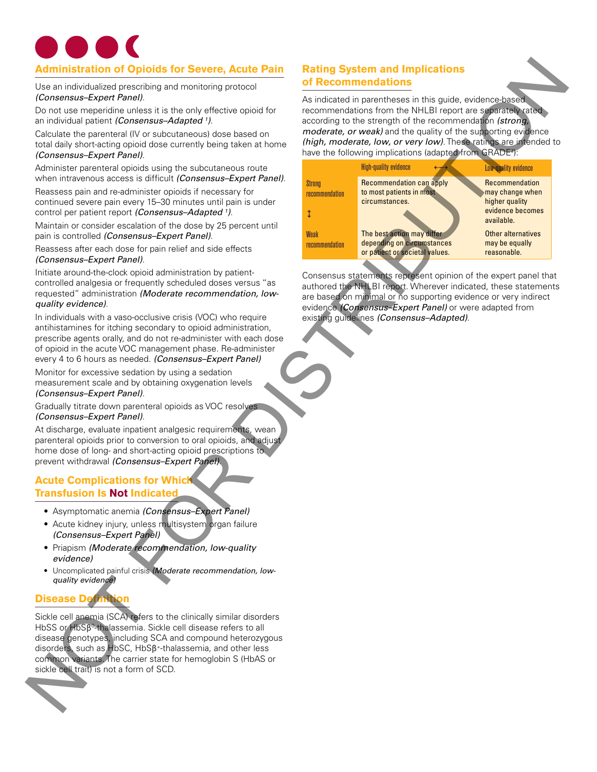## Administration of Opioids for Severe, Acute Pain

Use an individualized prescribing and monitoring protocol *(Consensus–Expert Panel)*.

Do not use meperidine unless it is the only effective opioid for an individual patient *(Consensus–Adapted [1])*.

Calculate the parenteral (IV or subcutaneous) dose based on total daily short-acting opioid dose currently being taken at home *(Consensus–Expert Panel)*.

Administer parenteral opioids using the subcutaneous route when intravenous access is difficult *(Consensus–Expert Panel)*.

Reassess pain and re-administer opioids if necessary for continued severe pain every 15–30 minutes until pain is under control per patient report *(Consensus–Adapted [1])*.

Maintain or consider escalation of the dose by 25 percent until pain is controlled *(Consensus–Expert Panel)*.

Reassess after each dose for pain relief and side effects *(Consensus–Expert Panel)*.

Initiate around-the-clock opioid administration by patient-controlled analgesia or frequently scheduled doses versus "as requested" administration *(Moderate recommendation, low-quality evidence)*.

In individuals with a vaso-occlusive crisis (VOC) who require antihistamines for itching secondary to opioid administration, prescribe agents orally, and do not re-administer with each dose of opioid in the acute VOC management phase. Re-administer every 4 to 6 hours as needed. *(Consensus–Expert Panel)*

Monitor for excessive sedation by using a sedation measurement scale and by obtaining oxygenation levels *(Consensus–Expert Panel)*.

Gradually titrate down parenteral opioids as VOC resolves *(Consensus–Expert Panel)*.

At discharge, evaluate inpatient analgesic requirements, wean parenteral opioids prior to conversion to oral opioids, and adjust home dose of long- and short-acting opioid prescriptions to prevent withdrawal *(Consensus–Expert Panel)*.

## Acute Complications for Which Transfusion Is **Not** Indicated

- Asymptomatic anemia *(Consensus–Expert Panel)*
- Acute kidney injury, unless multisystem organ failure *(Consensus–Expert Panel)*
- Priapism *(Moderate recommendation, low-quality evidence)*
- Uncomplicated painful crisis *(Moderate recommendation, low-quality evidence)*

## Disease Definition

Sickle cell anemia (SCA) refers to the clinically similar disorders HbSS or HbS$\beta^0$-thalassemia. Sickle cell disease refers to all disease genotypes, including SCA and compound heterozygous disorders, such as HbSC, HbS$\beta^+$-thalassemia, and other less common variants. The carrier state for hemoglobin S (HbAS or sickle cell trait) is not a form of SCD.

## Rating System and Implications of Recommendations

As indicated in parentheses in this guide, evidence-based recommendations from the NHLBI report are separately rated according to the strength of the recommendation *(strong, moderate, or weak)* and the quality of the supporting evidence *(high, moderate, low, or very low)*. These ratings are intended to have the following implications (adapted from GRADE[2]):

| | High-quality evidence ⟷ | Low-quality evidence |
|---|---|---|
| Strong recommendation ↕ | Recommendation can apply to most patients in most circumstances. | Recommendation may change when higher quality evidence becomes available. |
| Weak recommendation | The best action may differ depending on circumstances or patient or societal values. | Other alternatives may be equally reasonable. |

Consensus statements represent opinion of the expert panel that authored the NHLBI report. Wherever indicated, these statements are based on minimal or no supporting evidence or very indirect evidence *(Consensus–Expert Panel)* or were adapted from existing guidelines *(Consensus–Adapted)*.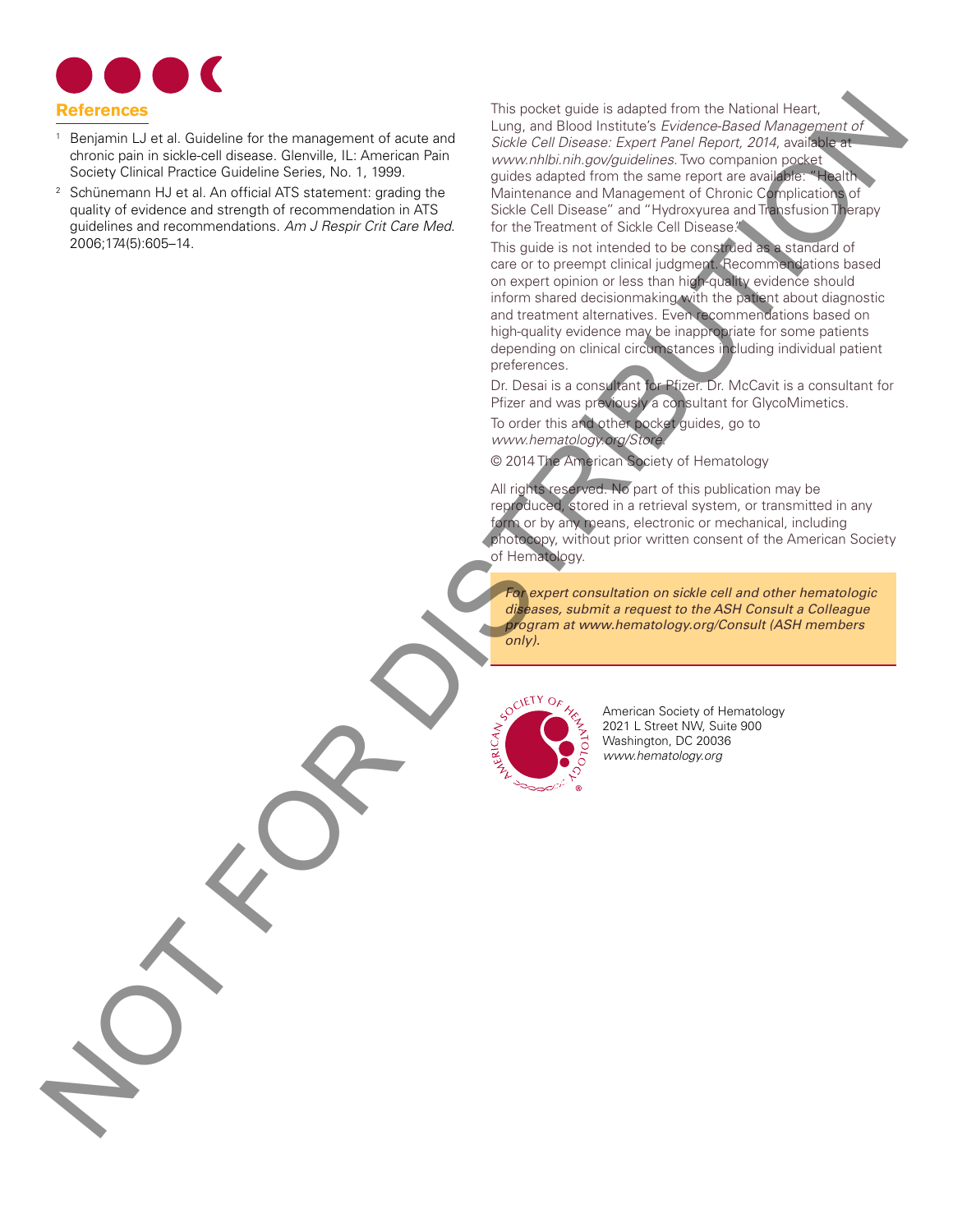## References

1. Benjamin LJ et al. Guideline for the management of acute and chronic pain in sickle-cell disease. Glenville, IL: American Pain Society Clinical Practice Guideline Series, No. 1, 1999.
2. Schünemann HJ et al. An official ATS statement: grading the quality of evidence and strength of recommendation in ATS guidelines and recommendations. *Am J Respir Crit Care Med.* 2006;174(5):605–14.

This pocket guide is adapted from the National Heart, Lung, and Blood Institute's *Evidence-Based Management of Sickle Cell Disease: Expert Panel Report, 2014*, available at *www.nhlbi.nih.gov/guidelines.* Two companion pocket guides adapted from the same report are available: "Health Maintenance and Management of Chronic Complications of Sickle Cell Disease" and "Hydroxyurea and Transfusion Therapy for the Treatment of Sickle Cell Disease."

This guide is not intended to be construed as a standard of care or to preempt clinical judgment. Recommendations based on expert opinion or less than high-quality evidence should inform shared decisionmaking with the patient about diagnostic and treatment alternatives. Even recommendations based on high-quality evidence may be inappropriate for some patients depending on clinical circumstances including individual patient preferences.

Dr. Desai is a consultant for Pfizer. Dr. McCavit is a consultant for Pfizer and was previously a consultant for GlycoMimetics.

To order this and other pocket guides, go to *www.hematology.org/Store.*

© 2014 The American Society of Hematology

All rights reserved. No part of this publication may be reproduced, stored in a retrieval system, or transmitted in any form or by any means, electronic or mechanical, including photocopy, without prior written consent of the American Society of Hematology.

*For expert consultation on sickle cell and other hematologic diseases, submit a request to the ASH Consult a Colleague program at www.hematology.org/Consult (ASH members only).*

American Society of Hematology
2021 L Street NW, Suite 900
Washington, DC 20036
*www.hematology.org*

NOT FOR DISTRIBUTION